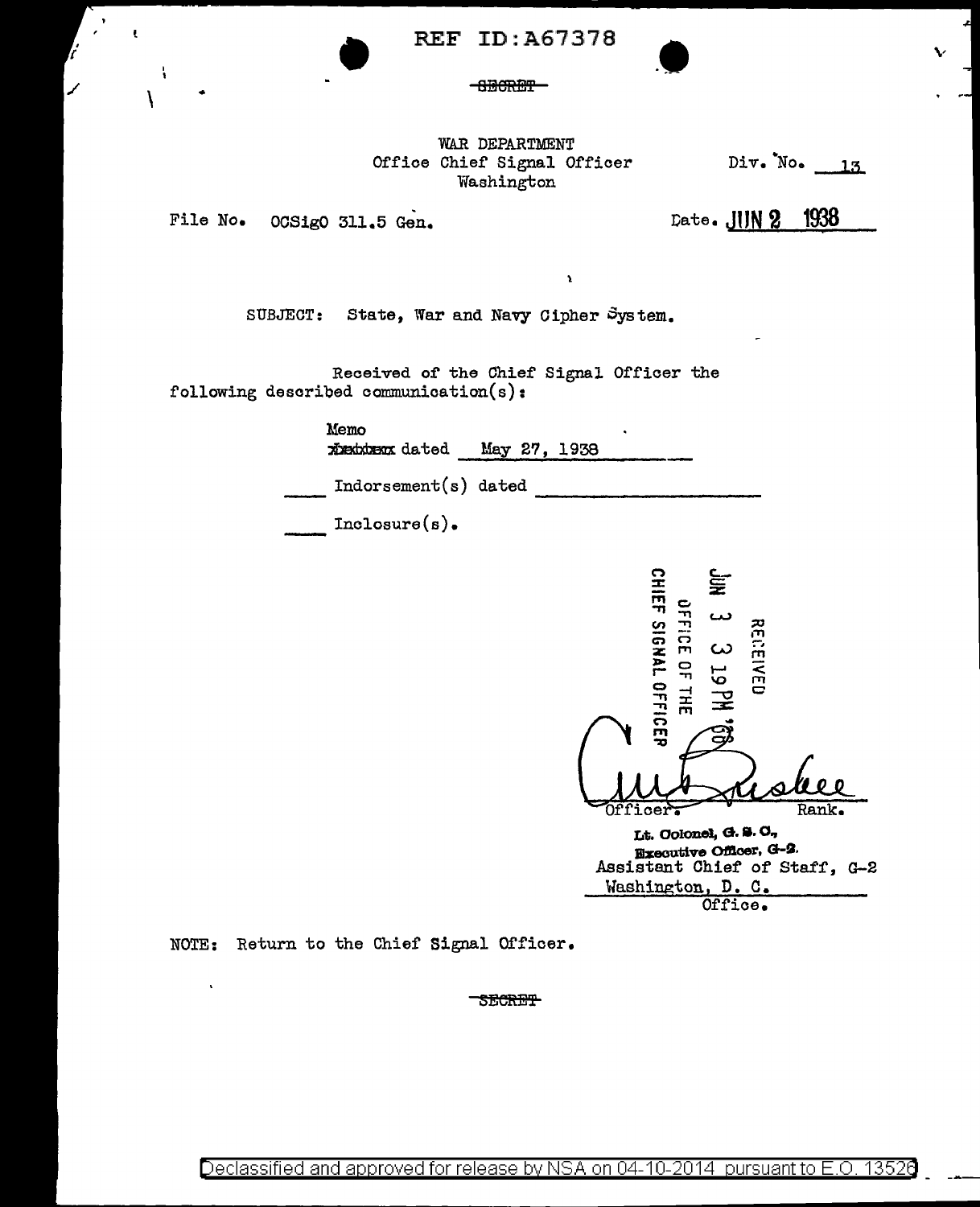REF ID:A67378

~~SECRET~~

WAR DEPARTMENT
Office Chief Signal Officer
Washington

Div. No. 13

File No. OCSigO 311.5 Gen.

Date. JUN 2 1938

SUBJECT: State, War and Navy Cipher System.

Received of the Chief Signal Officer the following described communication(s):

Memo ~~Letter~~ dated May 27, 1938

____ Indorsement(s) dated ____

____ Inclosure(s).

RECEIVED
JUN 3 3 19 PM '38
OFFICE OF THE
CHIEF SIGNAL OFFICER

(signature)

Officer. Rank.

Lt. Colonel, G. S. C.,
Executive Officer, G-2.
Assistant Chief of Staff, G-2
Washington, D. C.
Office.

NOTE: Return to the Chief Signal Officer.

~~SECRET~~

Declassified and approved for release by NSA on 04-10-2014 pursuant to E.O. 13526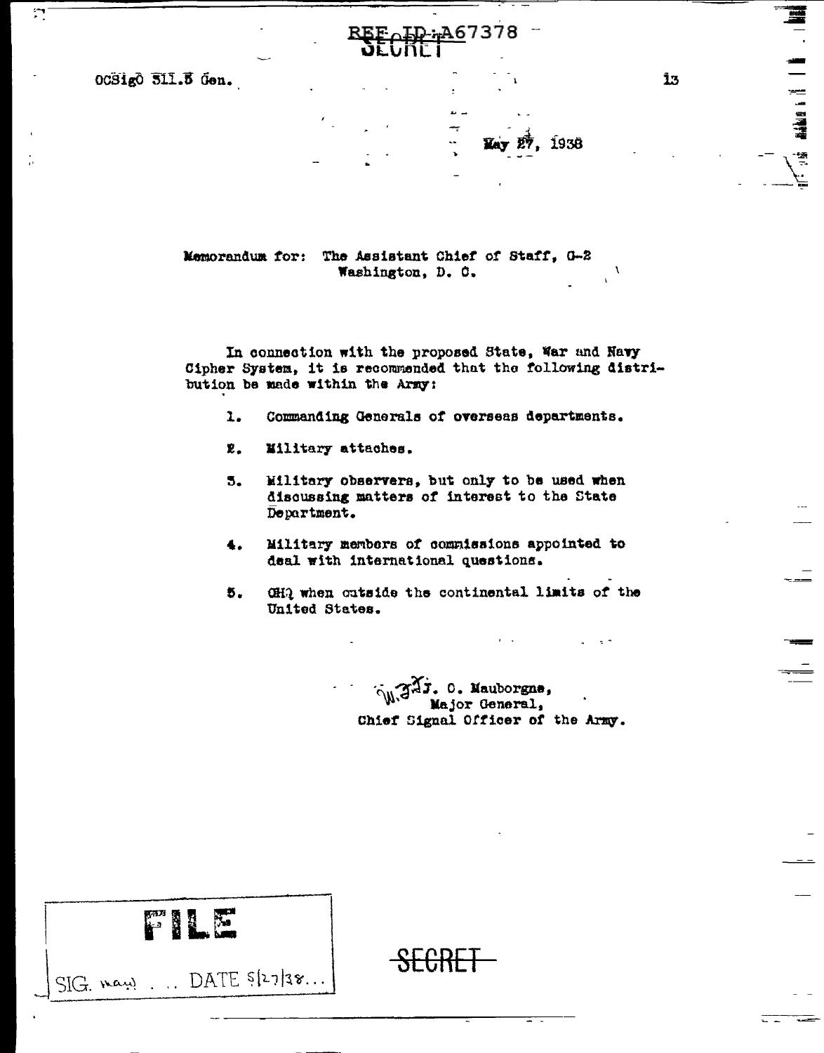REF ID:A67378

SECRET

OCSigO 311.5 Gen.

May 27, 1938

Memorandum for: The Assistant Chief of Staff, G-2
Washington, D. C.

In connection with the proposed State, War and Navy Cipher System, it is recommended that the following distribution be made within the Army:

1. Commanding Generals of overseas departments.

2. Military attaches.

3. Military observers, but only to be used when discussing matters of interest to the State Department.

4. Military members of commissions appointed to deal with international questions.

5. GHQ when outside the continental limits of the United States.

J. O. Mauborgne,
Major General,
Chief Signal Officer of the Army.

FILE

SIG. ... DATE 5/27/38...

SECRET